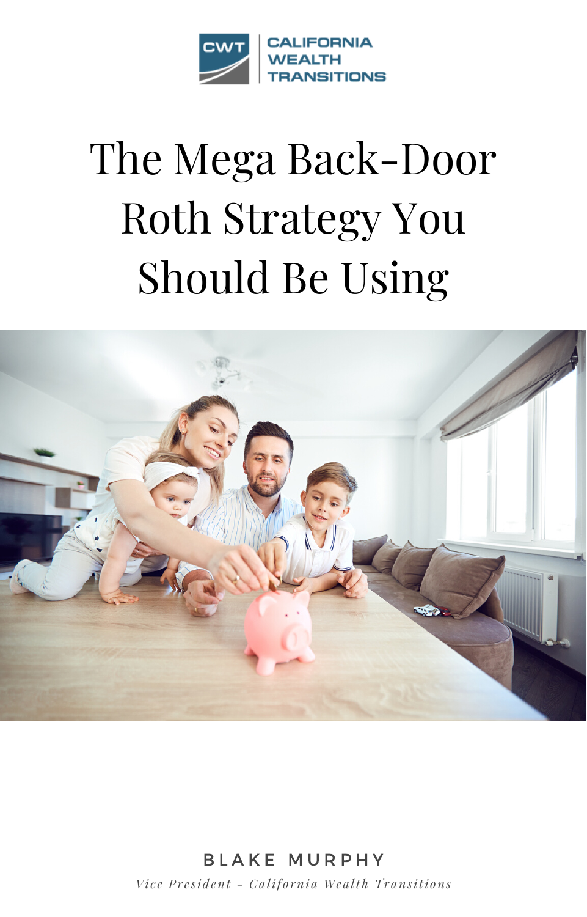CWT | CALIFORNIA WEALTH TRANSITIONS

# The Mega Back-Door Roth Strategy You Should Be Using

BLAKE MURPHY

*Vice President - California Wealth Transitions*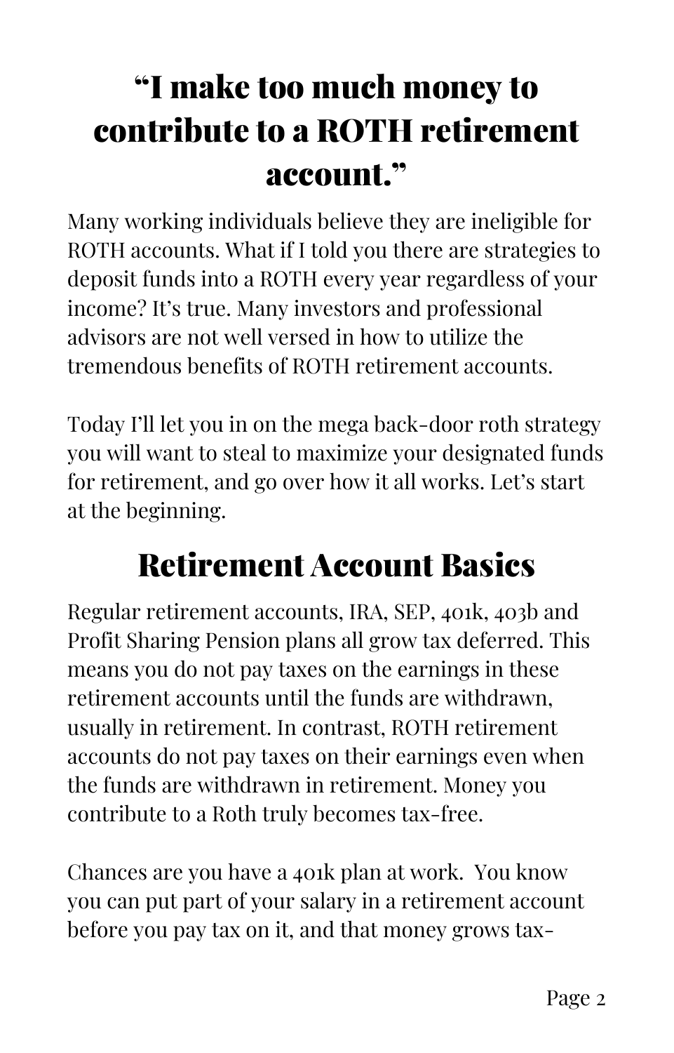# "I make too much money to contribute to a ROTH retirement account."

Many working individuals believe they are ineligible for ROTH accounts. What if I told you there are strategies to deposit funds into a ROTH every year regardless of your income? It's true. Many investors and professional advisors are not well versed in how to utilize the tremendous benefits of ROTH retirement accounts.

Today I'll let you in on the mega back-door roth strategy you will want to steal to maximize your designated funds for retirement, and go over how it all works. Let's start at the beginning.

## Retirement Account Basics

Regular retirement accounts, IRA, SEP, 401k, 403b and Profit Sharing Pension plans all grow tax deferred. This means you do not pay taxes on the earnings in these retirement accounts until the funds are withdrawn, usually in retirement. In contrast, ROTH retirement accounts do not pay taxes on their earnings even when the funds are withdrawn in retirement. Money you contribute to a Roth truly becomes tax-free.

Chances are you have a 401k plan at work. You know you can put part of your salary in a retirement account before you pay tax on it, and that money grows tax-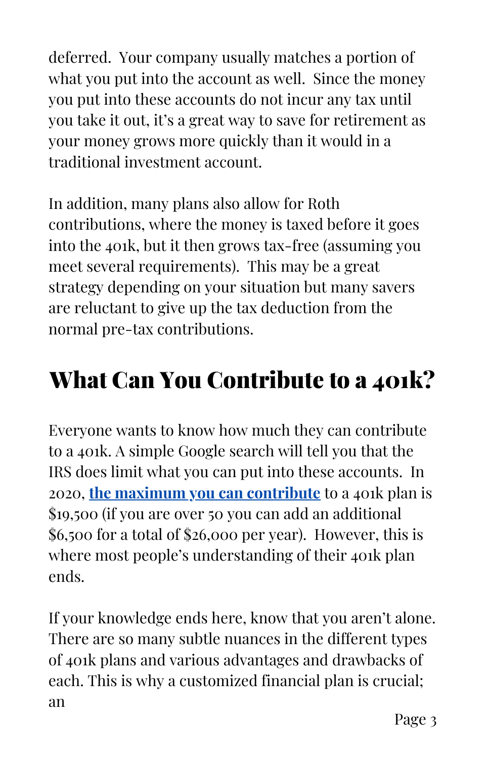deferred. Your company usually matches a portion of what you put into the account as well. Since the money you put into these accounts do not incur any tax until you take it out, it's a great way to save for retirement as your money grows more quickly than it would in a traditional investment account.

In addition, many plans also allow for Roth contributions, where the money is taxed before it goes into the 401k, but it then grows tax-free (assuming you meet several requirements). This may be a great strategy depending on your situation but many savers are reluctant to give up the tax deduction from the normal pre-tax contributions.

## What Can You Contribute to a 401k?

Everyone wants to know how much they can contribute to a 401k. A simple Google search will tell you that the IRS does limit what you can put into these accounts. In 2020, **the maximum you can contribute** to a 401k plan is $19,500 (if you are over 50 you can add an additional $6,500 for a total of $26,000 per year). However, this is where most people's understanding of their 401k plan ends.

If your knowledge ends here, know that you aren't alone. There are so many subtle nuances in the different types of 401k plans and various advantages and drawbacks of each. This is why a customized financial plan is crucial; an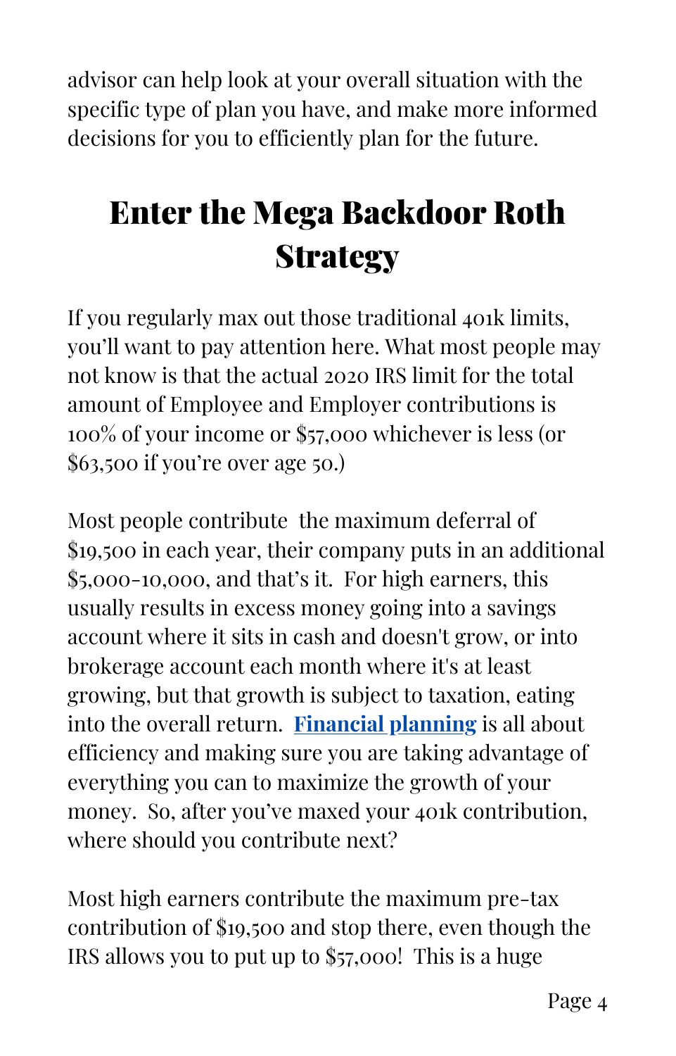advisor can help look at your overall situation with the specific type of plan you have, and make more informed decisions for you to efficiently plan for the future.

# Enter the Mega Backdoor Roth Strategy

If you regularly max out those traditional 401k limits, you'll want to pay attention here. What most people may not know is that the actual 2020 IRS limit for the total amount of Employee and Employer contributions is 100% of your income or $57,000 whichever is less (or $63,500 if you're over age 50.)

Most people contribute  the maximum deferral of $19,500 in each year, their company puts in an additional $5,000-10,000, and that's it.  For high earners, this usually results in excess money going into a savings account where it sits in cash and doesn't grow, or into brokerage account each month where it's at least growing, but that growth is subject to taxation, eating into the overall return.  **Financial planning** is all about efficiency and making sure you are taking advantage of everything you can to maximize the growth of your money.  So, after you've maxed your 401k contribution, where should you contribute next?

Most high earners contribute the maximum pre-tax contribution of $19,500 and stop there, even though the IRS allows you to put up to $57,000!  This is a huge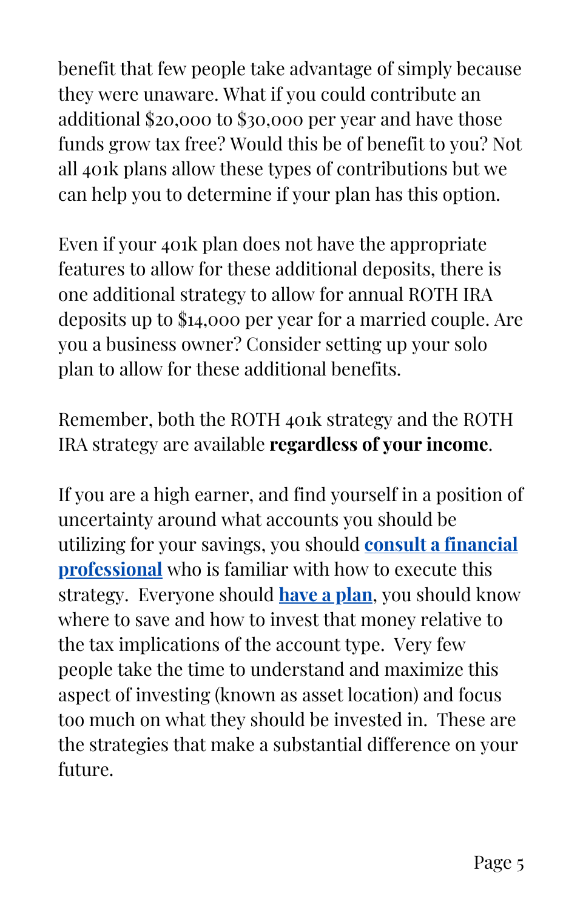benefit that few people take advantage of simply because they were unaware. What if you could contribute an additional $20,000 to $30,000 per year and have those funds grow tax free? Would this be of benefit to you? Not all 401k plans allow these types of contributions but we can help you to determine if your plan has this option.

Even if your 401k plan does not have the appropriate features to allow for these additional deposits, there is one additional strategy to allow for annual ROTH IRA deposits up to $14,000 per year for a married couple. Are you a business owner? Consider setting up your solo plan to allow for these additional benefits.

Remember, both the ROTH 401k strategy and the ROTH IRA strategy are available **regardless of your income**.

If you are a high earner, and find yourself in a position of uncertainty around what accounts you should be utilizing for your savings, you should **consult a financial professional** who is familiar with how to execute this strategy. Everyone should **have a plan**, you should know where to save and how to invest that money relative to the tax implications of the account type. Very few people take the time to understand and maximize this aspect of investing (known as asset location) and focus too much on what they should be invested in. These are the strategies that make a substantial difference on your future.